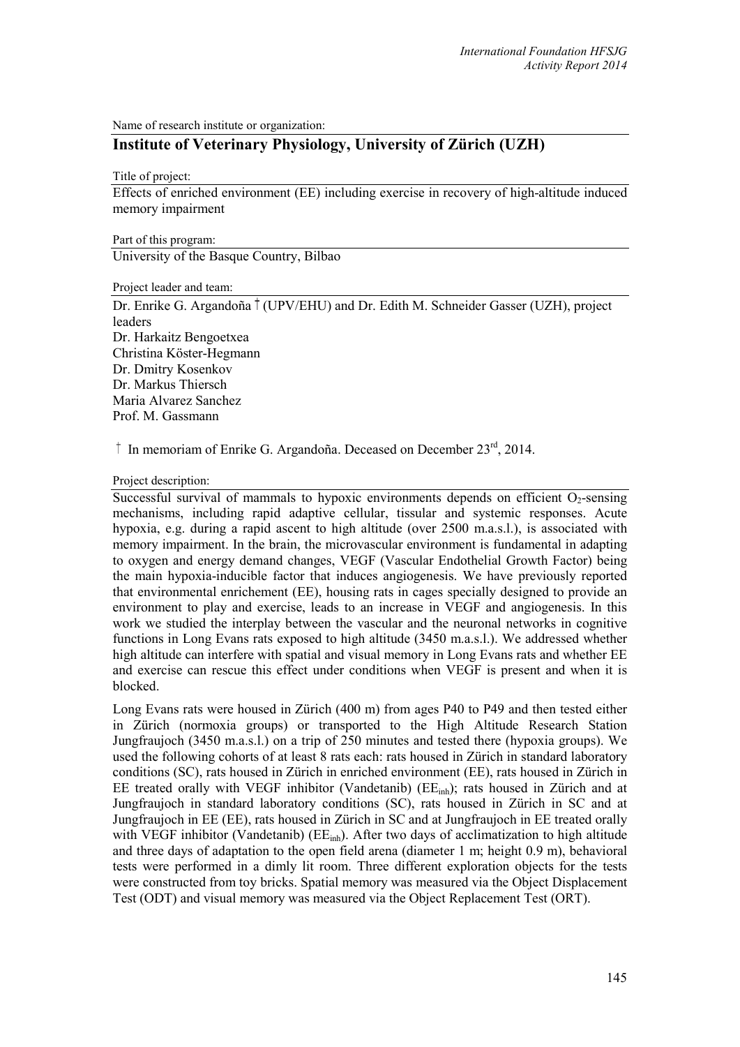Name of research institute or organization:

## Institute of Veterinary Physiology, University of Zürich (UZH)

Title of project:

Effects of enriched environment (EE) including exercise in recovery of high-altitude induced memory impairment

Part of this program:

University of the Basque Country, Bilbao

Project leader and team:

Dr. Enrike G. Argandoña † (UPV/EHU) and Dr. Edith M. Schneider Gasser (UZH), project leaders
Dr. Harkaitz Bengoetxea
Christina Köster-Hegmann
Dr. Dmitry Kosenkov
Dr. Markus Thiersch
Maria Alvarez Sanchez
Prof. M. Gassmann

† In memoriam of Enrike G. Argandoña. Deceased on December 23rd, 2014.

Project description:

Successful survival of mammals to hypoxic environments depends on efficient $O_2$-sensing mechanisms, including rapid adaptive cellular, tissular and systemic responses. Acute hypoxia, e.g. during a rapid ascent to high altitude (over 2500 m.a.s.l.), is associated with memory impairment. In the brain, the microvascular environment is fundamental in adapting to oxygen and energy demand changes, VEGF (Vascular Endothelial Growth Factor) being the main hypoxia-inducible factor that induces angiogenesis. We have previously reported that environmental enrichement (EE), housing rats in cages specially designed to provide an environment to play and exercise, leads to an increase in VEGF and angiogenesis. In this work we studied the interplay between the vascular and the neuronal networks in cognitive functions in Long Evans rats exposed to high altitude (3450 m.a.s.l.). We addressed whether high altitude can interfere with spatial and visual memory in Long Evans rats and whether EE and exercise can rescue this effect under conditions when VEGF is present and when it is blocked.

Long Evans rats were housed in Zürich (400 m) from ages P40 to P49 and then tested either in Zürich (normoxia groups) or transported to the High Altitude Research Station Jungfraujoch (3450 m.a.s.l.) on a trip of 250 minutes and tested there (hypoxia groups). We used the following cohorts of at least 8 rats each: rats housed in Zürich in standard laboratory conditions (SC), rats housed in Zürich in enriched environment (EE), rats housed in Zürich in EE treated orally with VEGF inhibitor (Vandetanib) ($EE_{inh}$); rats housed in Zürich and at Jungfraujoch in standard laboratory conditions (SC), rats housed in Zürich in SC and at Jungfraujoch in EE (EE), rats housed in Zürich in SC and at Jungfraujoch in EE treated orally with VEGF inhibitor (Vandetanib) ($EE_{inh}$). After two days of acclimatization to high altitude and three days of adaptation to the open field arena (diameter 1 m; height 0.9 m), behavioral tests were performed in a dimly lit room. Three different exploration objects for the tests were constructed from toy bricks. Spatial memory was measured via the Object Displacement Test (ODT) and visual memory was measured via the Object Replacement Test (ORT).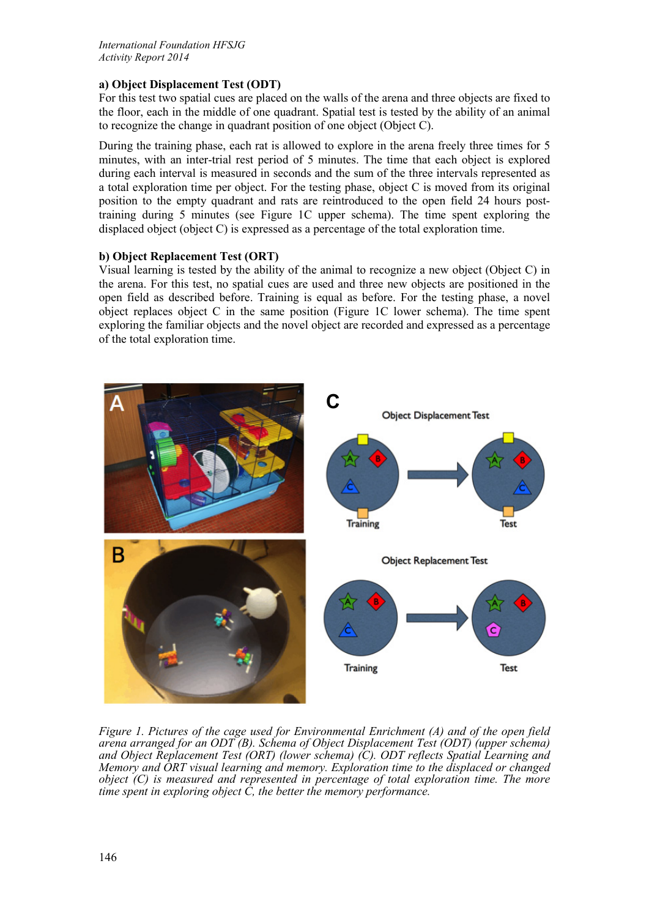**a) Object Displacement Test (ODT)**

For this test two spatial cues are placed on the walls of the arena and three objects are fixed to the floor, each in the middle of one quadrant. Spatial test is tested by the ability of an animal to recognize the change in quadrant position of one object (Object C).

During the training phase, each rat is allowed to explore in the arena freely three times for 5 minutes, with an inter-trial rest period of 5 minutes. The time that each object is explored during each interval is measured in seconds and the sum of the three intervals represented as a total exploration time per object. For the testing phase, object C is moved from its original position to the empty quadrant and rats are reintroduced to the open field 24 hours post-training during 5 minutes (see Figure 1C upper schema). The time spent exploring the displaced object (object C) is expressed as a percentage of the total exploration time.

**b) Object Replacement Test (ORT)**

Visual learning is tested by the ability of the animal to recognize a new object (Object C) in the arena. For this test, no spatial cues are used and three new objects are positioned in the open field as described before. Training is equal as before. For the testing phase, a novel object replaces object C in the same position (Figure 1C lower schema). The time spent exploring the familiar objects and the novel object are recorded and expressed as a percentage of the total exploration time.

*Figure 1. Pictures of the cage used for Environmental Enrichment (A) and of the open field arena arranged for an ODT (B). Schema of Object Displacement Test (ODT) (upper schema) and Object Replacement Test (ORT) (lower schema) (C). ODT reflects Spatial Learning and Memory and ORT visual learning and memory. Exploration time to the displaced or changed object (C) is measured and represented in percentage of total exploration time. The more time spent in exploring object C, the better the memory performance.*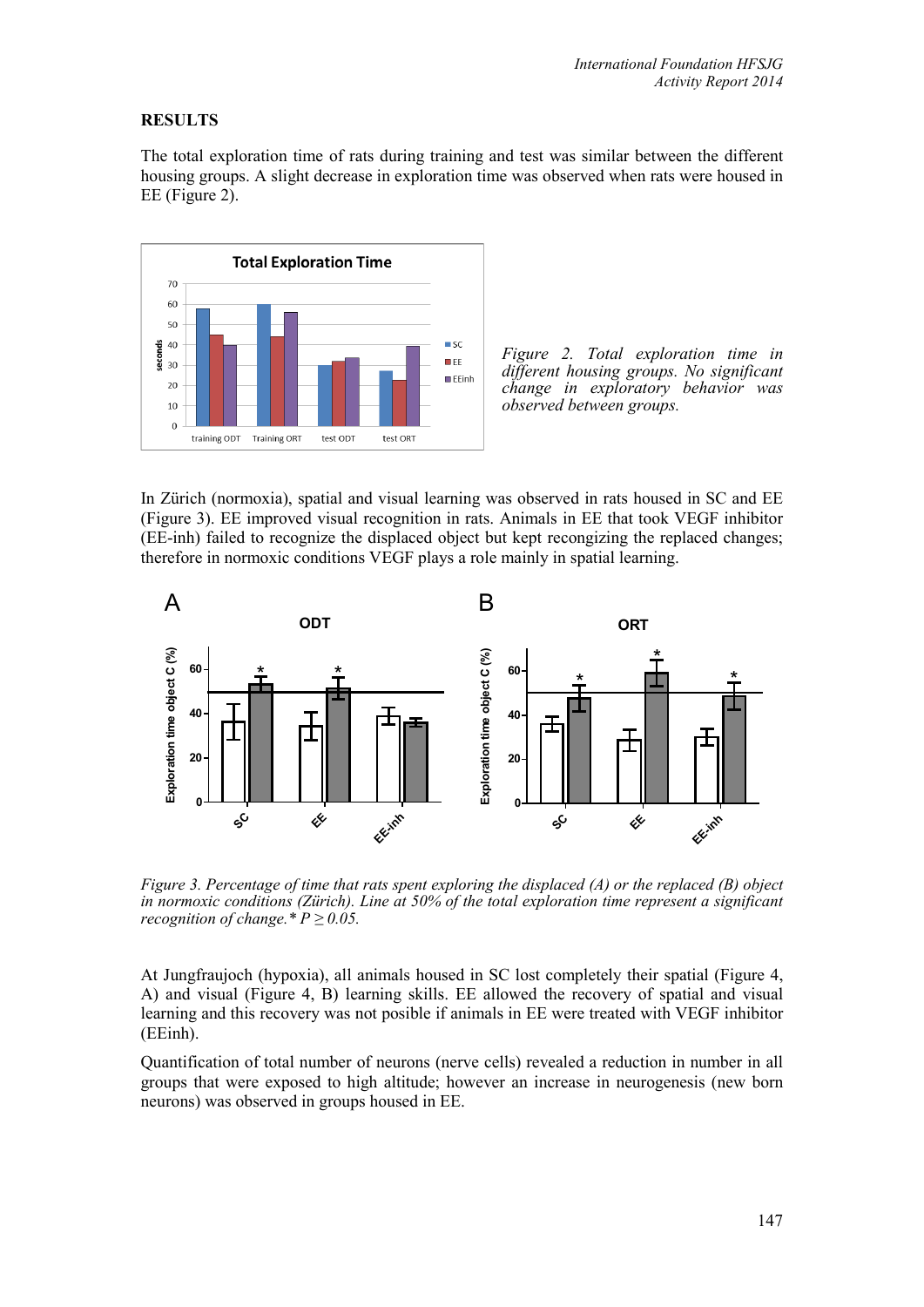## RESULTS

The total exploration time of rats during training and test was similar between the different housing groups. A slight decrease in exploration time was observed when rats were housed in EE (Figure 2).

*Figure 2. Total exploration time in different housing groups. No significant change in exploratory behavior was observed between groups.*

In Zürich (normoxia), spatial and visual learning was observed in rats housed in SC and EE (Figure 3). EE improved visual recognition in rats. Animals in EE that took VEGF inhibitor (EE-inh) failed to recognize the displaced object but kept recongizing the replaced changes; therefore in normoxic conditions VEGF plays a role mainly in spatial learning.

*Figure 3. Percentage of time that rats spent exploring the displaced (A) or the replaced (B) object in normoxic conditions (Zürich). Line at 50% of the total exploration time represent a significant recognition of change.* $P \geq 0.05$.*

At Jungfraujoch (hypoxia), all animals housed in SC lost completely their spatial (Figure 4, A) and visual (Figure 4, B) learning skills. EE allowed the recovery of spatial and visual learning and this recovery was not posible if animals in EE were treated with VEGF inhibitor (EEinh).

Quantification of total number of neurons (nerve cells) revealed a reduction in number in all groups that were exposed to high altitude; however an increase in neurogenesis (new born neurons) was observed in groups housed in EE.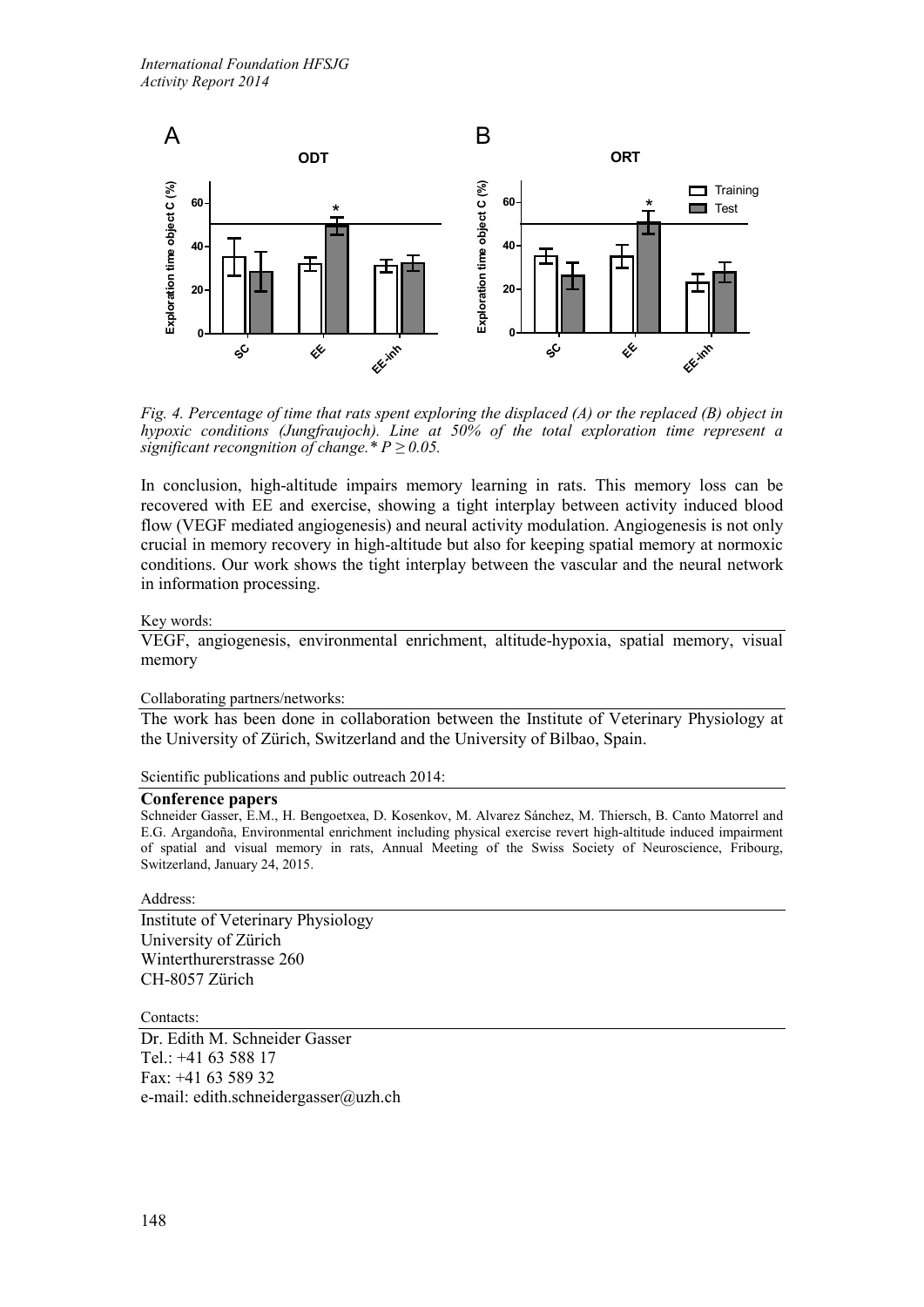A

ODT

Exploration time object C (%)

60
40
20
0

SC EE EE-inh

B

ORT

Training
Test

Exploration time object C (%)

60
40
20
0

SC EE EE-inh

*Fig. 4. Percentage of time that rats spent exploring the displaced (A) or the replaced (B) object in hypoxic conditions (Jungfraujoch). Line at 50% of the total exploration time represent a significant recongnition of change.* $P \geq 0.05$.*

In conclusion, high-altitude impairs memory learning in rats. This memory loss can be recovered with EE and exercise, showing a tight interplay between activity induced blood flow (VEGF mediated angiogenesis) and neural activity modulation. Angiogenesis is not only crucial in memory recovery in high-altitude but also for keeping spatial memory at normoxic conditions. Our work shows the tight interplay between the vascular and the neural network in information processing.

Key words:

VEGF, angiogenesis, environmental enrichment, altitude-hypoxia, spatial memory, visual memory

Collaborating partners/networks:

The work has been done in collaboration between the Institute of Veterinary Physiology at the University of Zürich, Switzerland and the University of Bilbao, Spain.

Scientific publications and public outreach 2014:

**Conference papers**

Schneider Gasser, E.M., H. Bengoetxea, D. Kosenkov, M. Alvarez Sánchez, M. Thiersch, B. Canto Matorrel and E.G. Argandoña, Environmental enrichment including physical exercise revert high-altitude induced impairment of spatial and visual memory in rats, Annual Meeting of the Swiss Society of Neuroscience, Fribourg, Switzerland, January 24, 2015.

Address:

Institute of Veterinary Physiology
University of Zürich
Winterthurerstrasse 260
CH-8057 Zürich

Contacts:

Dr. Edith M. Schneider Gasser
Tel.: +41 63 588 17
Fax: +41 63 589 32
e-mail: edith.schneidergasser@uzh.ch